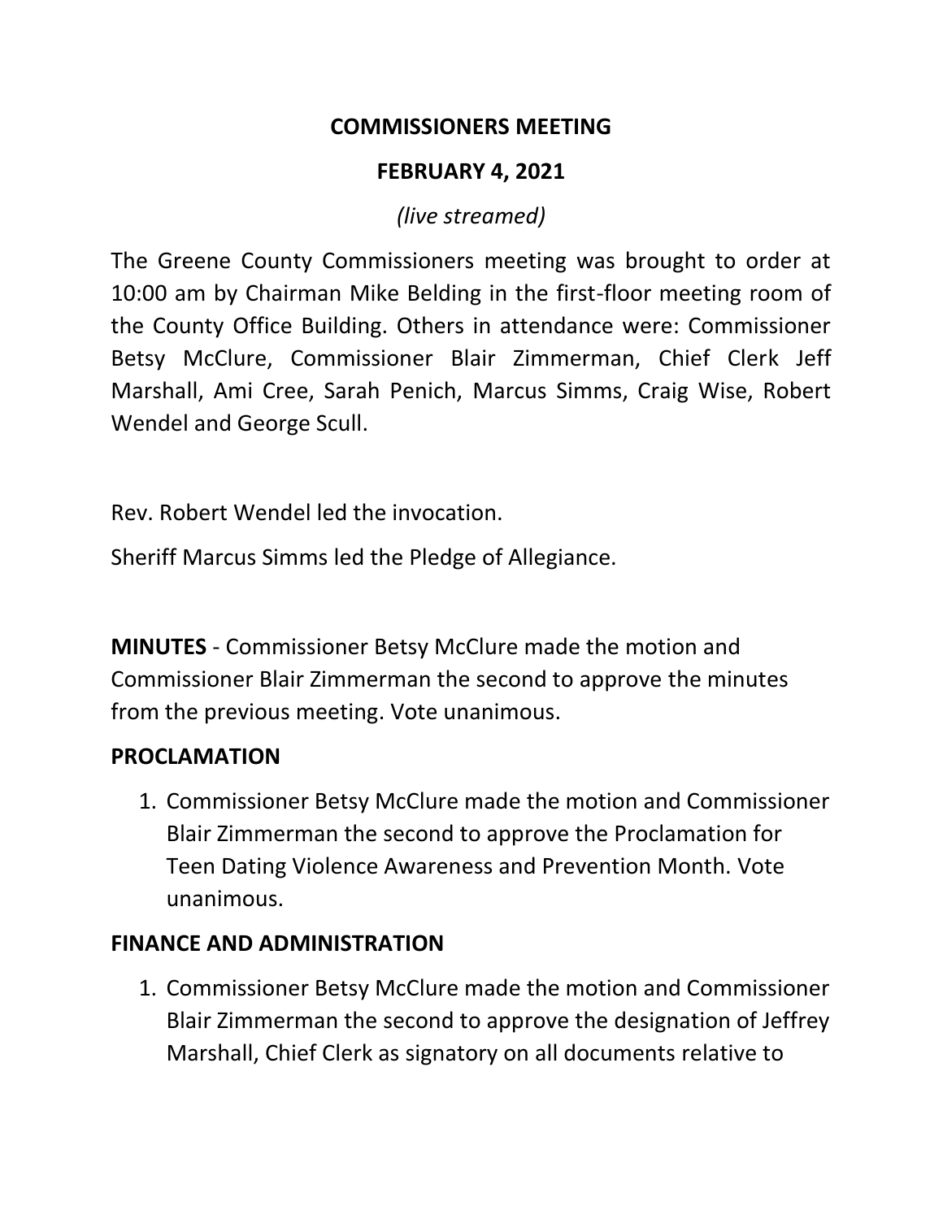# COMMISSIONERS MEETING

## FEBRUARY 4, 2021

*(live streamed)*

The Greene County Commissioners meeting was brought to order at 10:00 am by Chairman Mike Belding in the first-floor meeting room of the County Office Building. Others in attendance were: Commissioner Betsy McClure, Commissioner Blair Zimmerman, Chief Clerk Jeff Marshall, Ami Cree, Sarah Penich, Marcus Simms, Craig Wise, Robert Wendel and George Scull.

Rev. Robert Wendel led the invocation.

Sheriff Marcus Simms led the Pledge of Allegiance.

**MINUTES** - Commissioner Betsy McClure made the motion and Commissioner Blair Zimmerman the second to approve the minutes from the previous meeting. Vote unanimous.

**PROCLAMATION**

1. Commissioner Betsy McClure made the motion and Commissioner Blair Zimmerman the second to approve the Proclamation for Teen Dating Violence Awareness and Prevention Month. Vote unanimous.

**FINANCE AND ADMINISTRATION**

1. Commissioner Betsy McClure made the motion and Commissioner Blair Zimmerman the second to approve the designation of Jeffrey Marshall, Chief Clerk as signatory on all documents relative to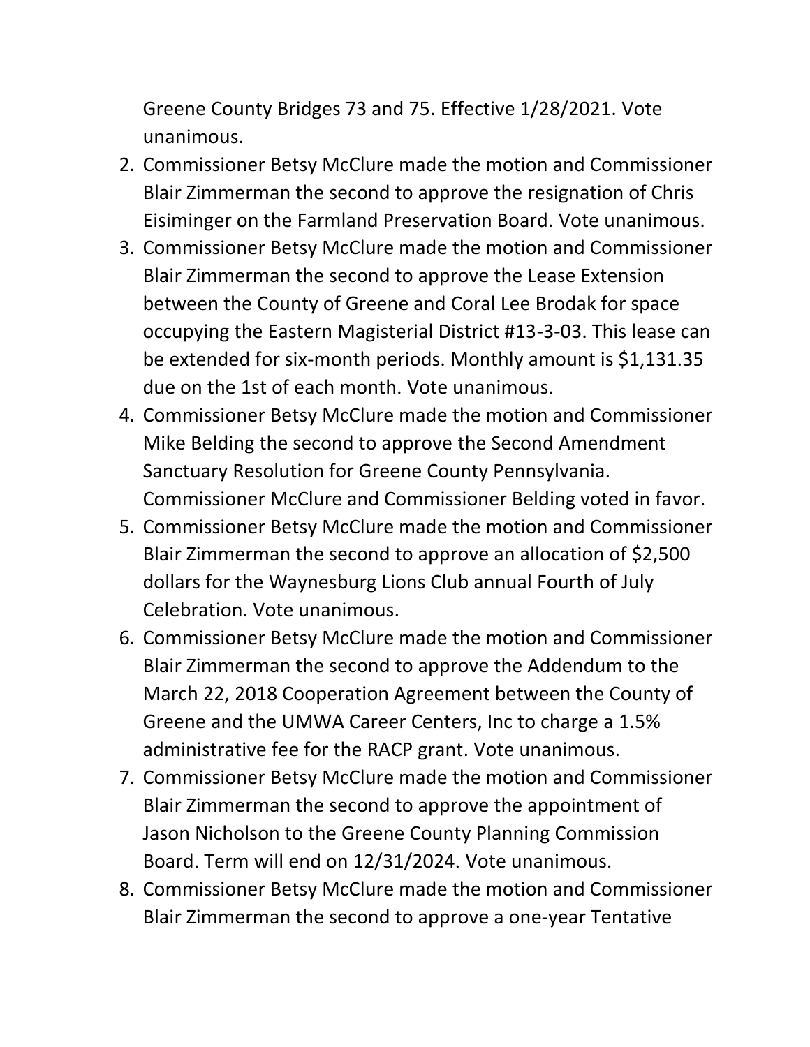Greene County Bridges 73 and 75. Effective 1/28/2021. Vote unanimous.

2. Commissioner Betsy McClure made the motion and Commissioner Blair Zimmerman the second to approve the resignation of Chris Eisiminger on the Farmland Preservation Board. Vote unanimous.
3. Commissioner Betsy McClure made the motion and Commissioner Blair Zimmerman the second to approve the Lease Extension between the County of Greene and Coral Lee Brodak for space occupying the Eastern Magisterial District #13-3-03. This lease can be extended for six-month periods. Monthly amount is $1,131.35 due on the 1st of each month. Vote unanimous.
4. Commissioner Betsy McClure made the motion and Commissioner Mike Belding the second to approve the Second Amendment Sanctuary Resolution for Greene County Pennsylvania. Commissioner McClure and Commissioner Belding voted in favor.
5. Commissioner Betsy McClure made the motion and Commissioner Blair Zimmerman the second to approve an allocation of $2,500 dollars for the Waynesburg Lions Club annual Fourth of July Celebration. Vote unanimous.
6. Commissioner Betsy McClure made the motion and Commissioner Blair Zimmerman the second to approve the Addendum to the March 22, 2018 Cooperation Agreement between the County of Greene and the UMWA Career Centers, Inc to charge a 1.5% administrative fee for the RACP grant. Vote unanimous.
7. Commissioner Betsy McClure made the motion and Commissioner Blair Zimmerman the second to approve the appointment of Jason Nicholson to the Greene County Planning Commission Board. Term will end on 12/31/2024. Vote unanimous.
8. Commissioner Betsy McClure made the motion and Commissioner Blair Zimmerman the second to approve a one-year Tentative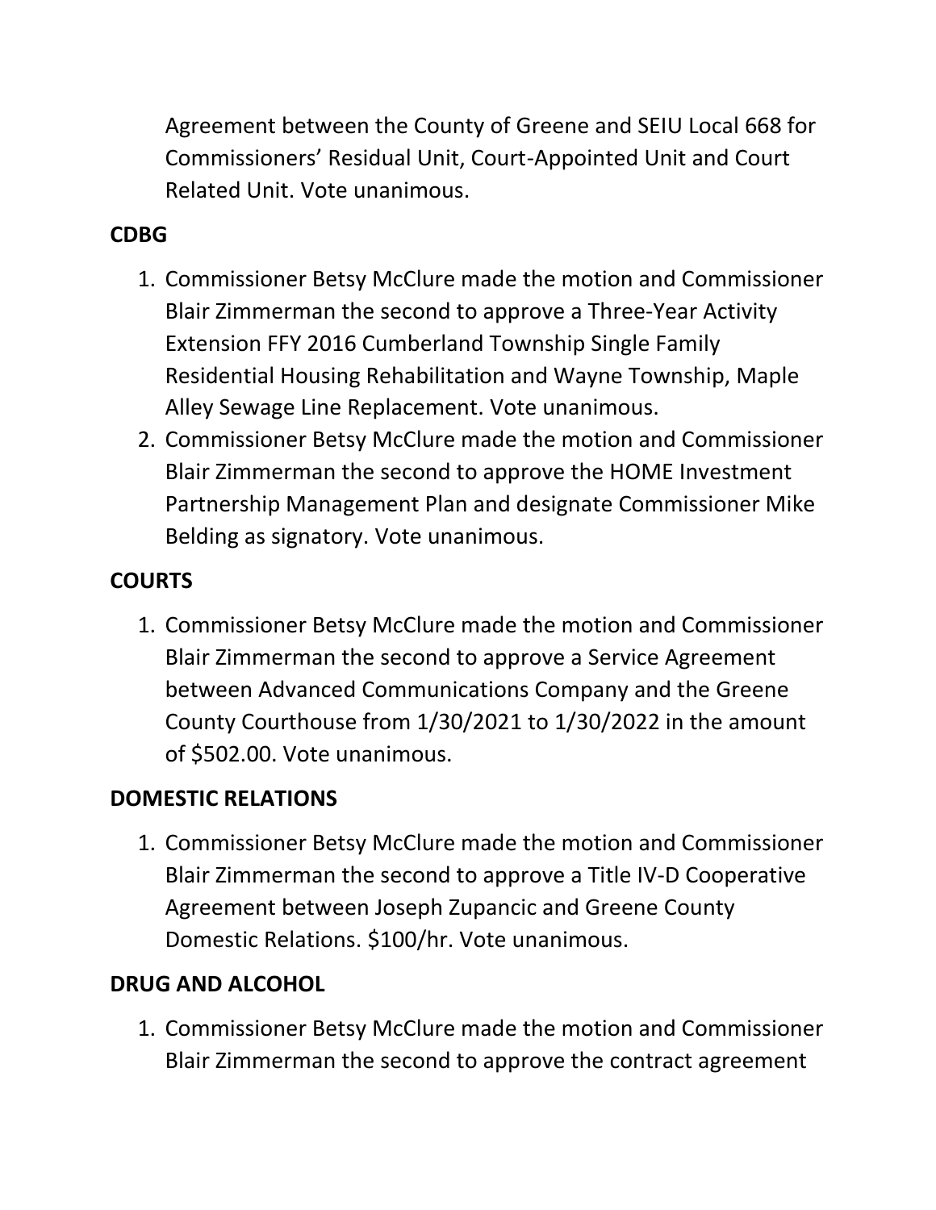Agreement between the County of Greene and SEIU Local 668 for Commissioners' Residual Unit, Court-Appointed Unit and Court Related Unit. Vote unanimous.

**CDBG**

1. Commissioner Betsy McClure made the motion and Commissioner Blair Zimmerman the second to approve a Three-Year Activity Extension FFY 2016 Cumberland Township Single Family Residential Housing Rehabilitation and Wayne Township, Maple Alley Sewage Line Replacement. Vote unanimous.
2. Commissioner Betsy McClure made the motion and Commissioner Blair Zimmerman the second to approve the HOME Investment Partnership Management Plan and designate Commissioner Mike Belding as signatory. Vote unanimous.

**COURTS**

1. Commissioner Betsy McClure made the motion and Commissioner Blair Zimmerman the second to approve a Service Agreement between Advanced Communications Company and the Greene County Courthouse from 1/30/2021 to 1/30/2022 in the amount of $502.00. Vote unanimous.

**DOMESTIC RELATIONS**

1. Commissioner Betsy McClure made the motion and Commissioner Blair Zimmerman the second to approve a Title IV-D Cooperative Agreement between Joseph Zupancic and Greene County Domestic Relations. $100/hr. Vote unanimous.

**DRUG AND ALCOHOL**

1. Commissioner Betsy McClure made the motion and Commissioner Blair Zimmerman the second to approve the contract agreement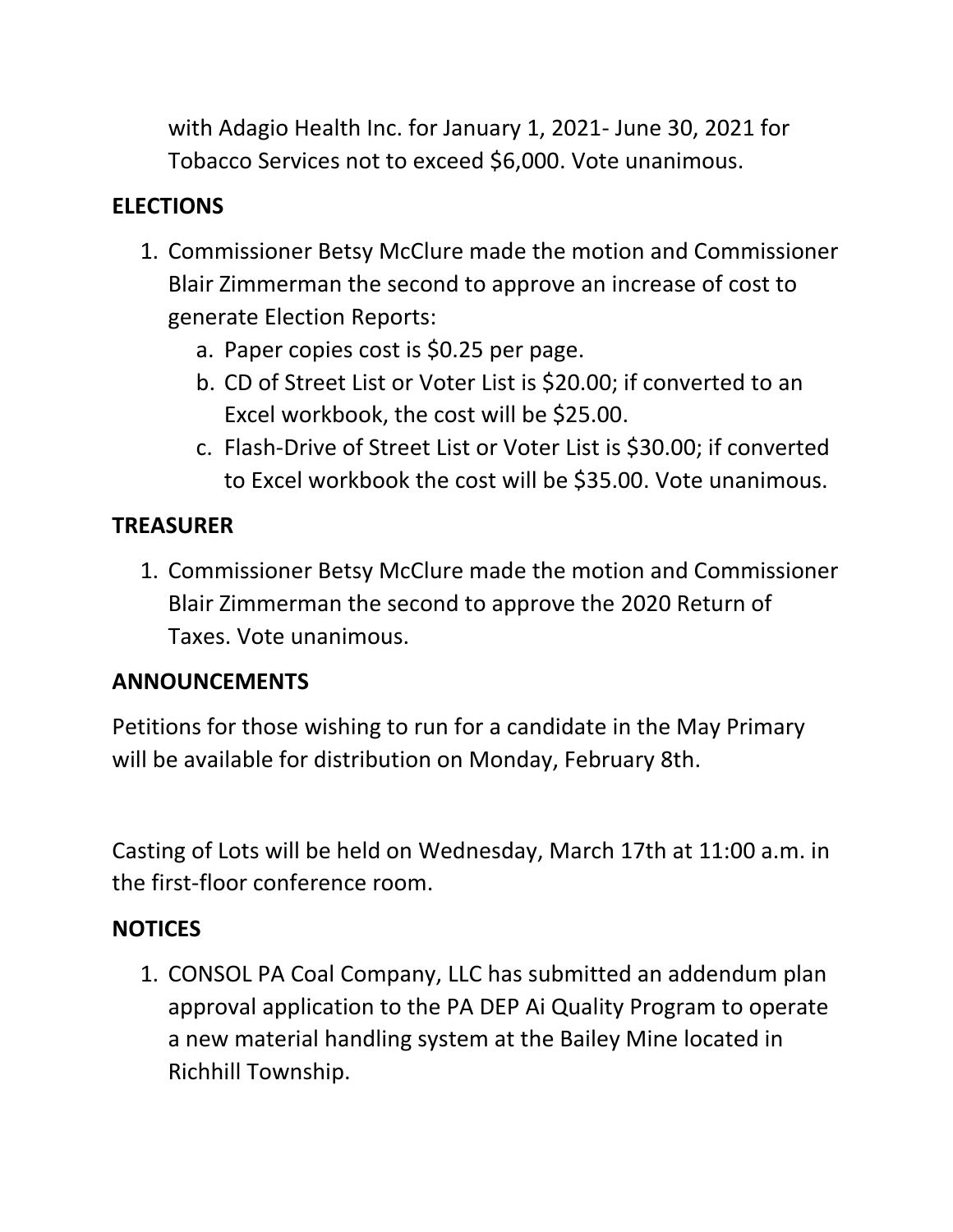with Adagio Health Inc. for January 1, 2021- June 30, 2021 for Tobacco Services not to exceed $6,000. Vote unanimous.

**ELECTIONS**

1. Commissioner Betsy McClure made the motion and Commissioner Blair Zimmerman the second to approve an increase of cost to generate Election Reports:
    a. Paper copies cost is $0.25 per page.
    b. CD of Street List or Voter List is $20.00; if converted to an Excel workbook, the cost will be $25.00.
    c. Flash-Drive of Street List or Voter List is $30.00; if converted to Excel workbook the cost will be $35.00. Vote unanimous.

**TREASURER**

1. Commissioner Betsy McClure made the motion and Commissioner Blair Zimmerman the second to approve the 2020 Return of Taxes. Vote unanimous.

**ANNOUNCEMENTS**

Petitions for those wishing to run for a candidate in the May Primary will be available for distribution on Monday, February 8th.

Casting of Lots will be held on Wednesday, March 17th at 11:00 a.m. in the first-floor conference room.

**NOTICES**

1. CONSOL PA Coal Company, LLC has submitted an addendum plan approval application to the PA DEP Ai Quality Program to operate a new material handling system at the Bailey Mine located in Richhill Township.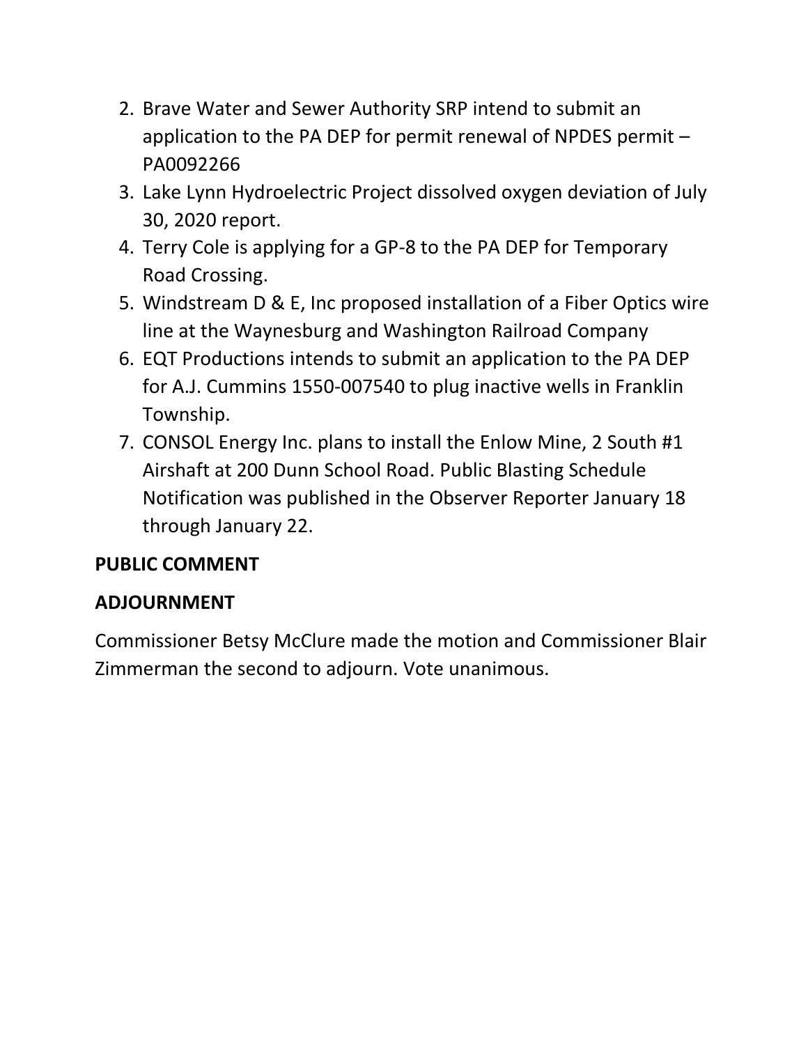2. Brave Water and Sewer Authority SRP intend to submit an application to the PA DEP for permit renewal of NPDES permit – PA0092266
3. Lake Lynn Hydroelectric Project dissolved oxygen deviation of July 30, 2020 report.
4. Terry Cole is applying for a GP-8 to the PA DEP for Temporary Road Crossing.
5. Windstream D & E, Inc proposed installation of a Fiber Optics wire line at the Waynesburg and Washington Railroad Company
6. EQT Productions intends to submit an application to the PA DEP for A.J. Cummins 1550-007540 to plug inactive wells in Franklin Township.
7. CONSOL Energy Inc. plans to install the Enlow Mine, 2 South #1 Airshaft at 200 Dunn School Road. Public Blasting Schedule Notification was published in the Observer Reporter January 18 through January 22.

**PUBLIC COMMENT**

**ADJOURNMENT**

Commissioner Betsy McClure made the motion and Commissioner Blair Zimmerman the second to adjourn. Vote unanimous.